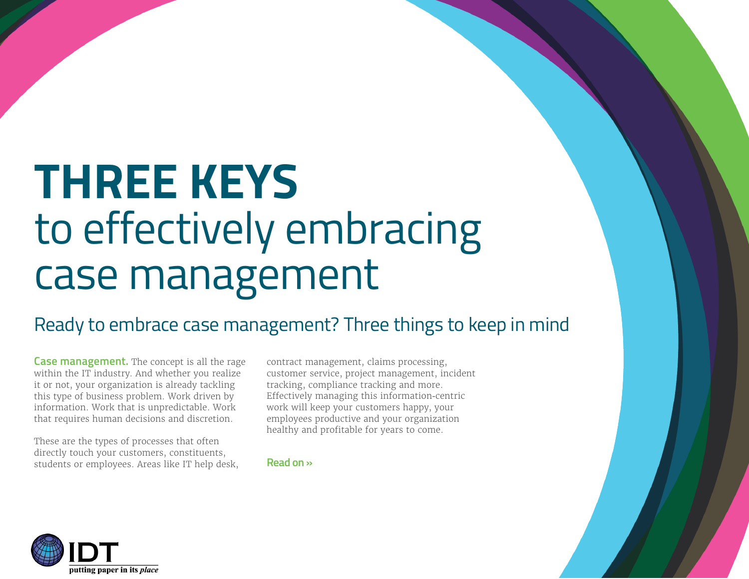# THREE KEYS to effectively embracing case management

## Ready to embrace case management? Three things to keep in mind

**Case management.** The concept is all the rage within the IT industry. And whether you realize it or not, your organization is already tackling this type of business problem. Work driven by information. Work that is unpredictable. Work that requires human decisions and discretion.

These are the types of processes that often directly touch your customers, constituents, students or employees. Areas like IT help desk, contract management, claims processing, customer service, project management, incident tracking, compliance tracking and more. Effectively managing this information-centric work will keep your customers happy, your employees productive and your organization healthy and profitable for years to come.

Read on »

IDT
putting paper in its *place*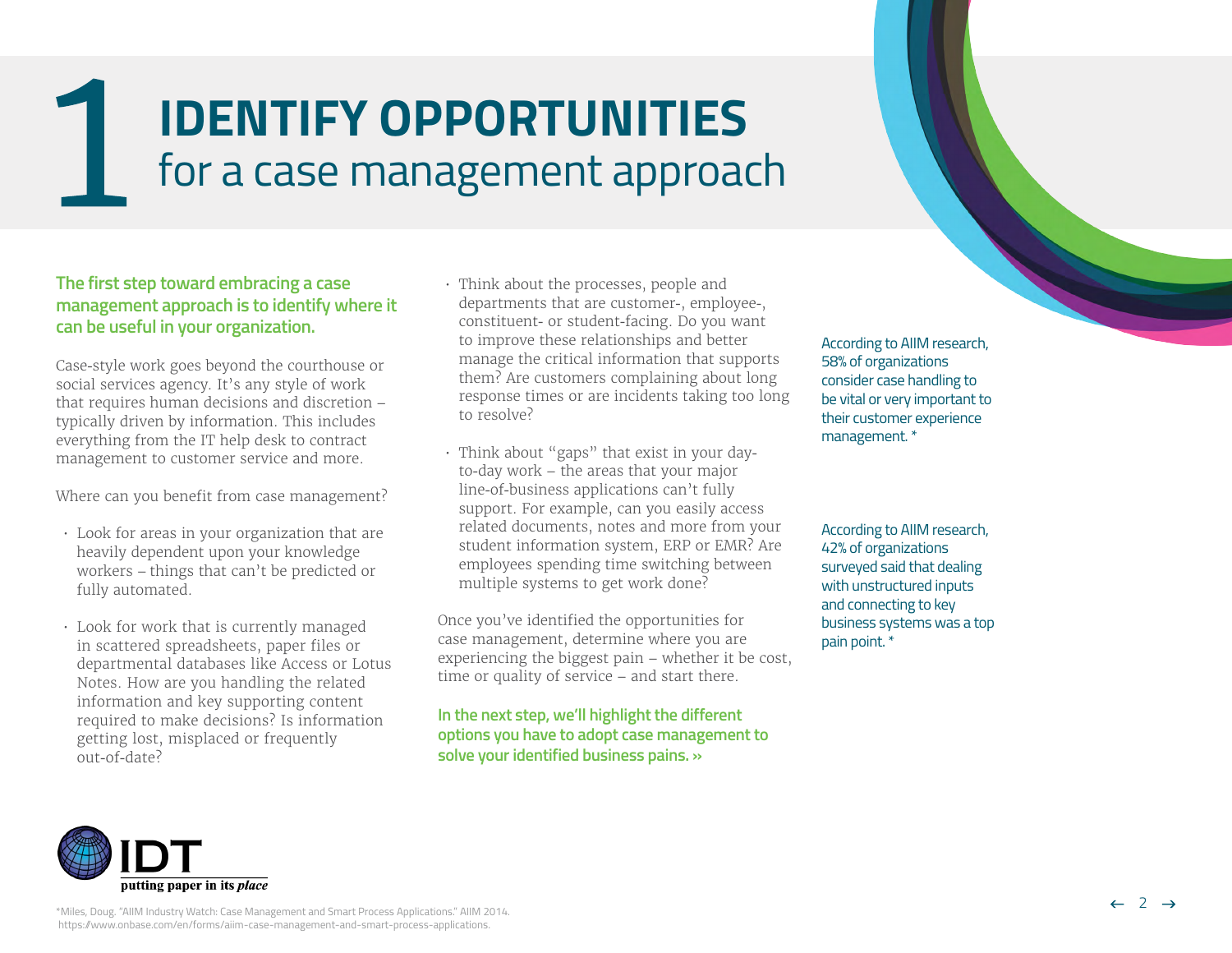# 1 IDENTIFY OPPORTUNITIES for a case management approach

**The first step toward embracing a case management approach is to identify where it can be useful in your organization.**

Case-style work goes beyond the courthouse or social services agency. It's any style of work that requires human decisions and discretion – typically driven by information. This includes everything from the IT help desk to contract management to customer service and more.

Where can you benefit from case management?

- Look for areas in your organization that are heavily dependent upon your knowledge workers – things that can't be predicted or fully automated.
- Look for work that is currently managed in scattered spreadsheets, paper files or departmental databases like Access or Lotus Notes. How are you handling the related information and key supporting content required to make decisions? Is information getting lost, misplaced or frequently out-of-date?
- Think about the processes, people and departments that are customer-, employee-, constituent- or student-facing. Do you want to improve these relationships and better manage the critical information that supports them? Are customers complaining about long response times or are incidents taking too long to resolve?
- Think about "gaps" that exist in your day-to-day work – the areas that your major line-of-business applications can't fully support. For example, can you easily access related documents, notes and more from your student information system, ERP or EMR? Are employees spending time switching between multiple systems to get work done?

Once you've identified the opportunities for case management, determine where you are experiencing the biggest pain – whether it be cost, time or quality of service – and start there.

**In the next step, we'll highlight the different options you have to adopt case management to solve your identified business pains. »**

According to AIIM research, 58% of organizations consider case handling to be vital or very important to their customer experience management. *

According to AIIM research, 42% of organizations surveyed said that dealing with unstructured inputs and connecting to key business systems was a top pain point. *

IDT putting paper in its *place*

*Miles, Doug. "AIIM Industry Watch: Case Management and Smart Process Applications." AIIM 2014. https://www.onbase.com/en/forms/aiim-case-management-and-smart-process-applications.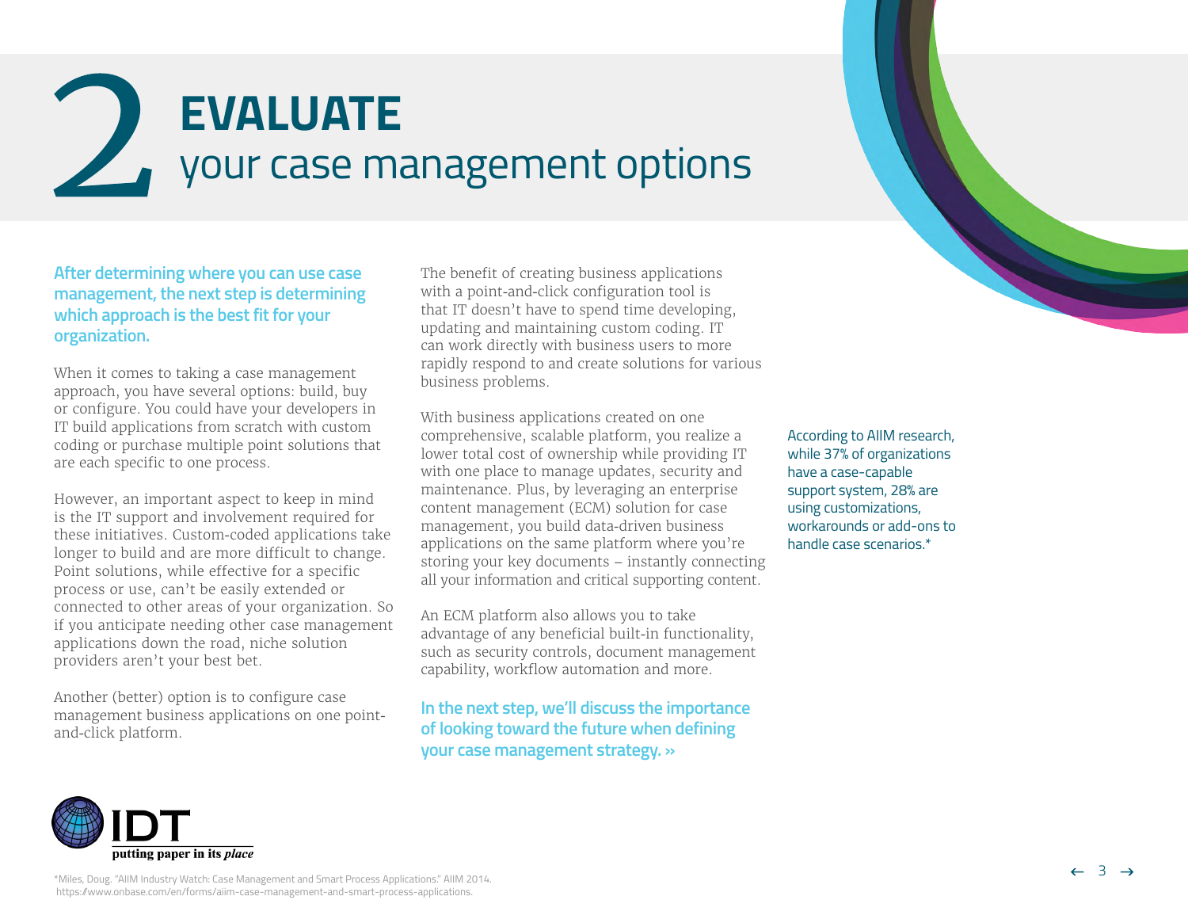# 2 EVALUATE your case management options

**After determining where you can use case management, the next step is determining which approach is the best fit for your organization.**

When it comes to taking a case management approach, you have several options: build, buy or configure. You could have your developers in IT build applications from scratch with custom coding or purchase multiple point solutions that are each specific to one process.

However, an important aspect to keep in mind is the IT support and involvement required for these initiatives. Custom-coded applications take longer to build and are more difficult to change. Point solutions, while effective for a specific process or use, can't be easily extended or connected to other areas of your organization. So if you anticipate needing other case management applications down the road, niche solution providers aren't your best bet.

Another (better) option is to configure case management business applications on one point-and-click platform.

The benefit of creating business applications with a point-and-click configuration tool is that IT doesn't have to spend time developing, updating and maintaining custom coding. IT can work directly with business users to more rapidly respond to and create solutions for various business problems.

With business applications created on one comprehensive, scalable platform, you realize a lower total cost of ownership while providing IT with one place to manage updates, security and maintenance. Plus, by leveraging an enterprise content management (ECM) solution for case management, you build data-driven business applications on the same platform where you're storing your key documents – instantly connecting all your information and critical supporting content.

An ECM platform also allows you to take advantage of any beneficial built-in functionality, such as security controls, document management capability, workflow automation and more.

**In the next step, we'll discuss the importance of looking toward the future when defining your case management strategy. »**

According to AIIM research, while 37% of organizations have a case-capable support system, 28% are using customizations, workarounds or add-ons to handle case scenarios.*

IDT
putting paper in its *place*

*Miles, Doug. "AIIM Industry Watch: Case Management and Smart Process Applications." AIIM 2014. https://www.onbase.com/en/forms/aiim-case-management-and-smart-process-applications.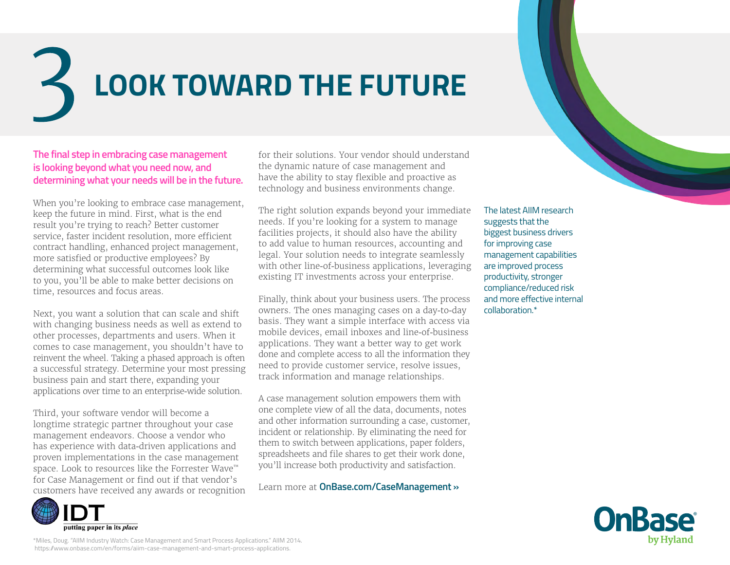# 3 LOOK TOWARD THE FUTURE

**The final step in embracing case management is looking beyond what you need now, and determining what your needs will be in the future.**

When you're looking to embrace case management, keep the future in mind. First, what is the end result you're trying to reach? Better customer service, faster incident resolution, more efficient contract handling, enhanced project management, more satisfied or productive employees? By determining what successful outcomes look like to you, you'll be able to make better decisions on time, resources and focus areas.

Next, you want a solution that can scale and shift with changing business needs as well as extend to other processes, departments and users. When it comes to case management, you shouldn't have to reinvent the wheel. Taking a phased approach is often a successful strategy. Determine your most pressing business pain and start there, expanding your applications over time to an enterprise-wide solution.

Third, your software vendor will become a longtime strategic partner throughout your case management endeavors. Choose a vendor who has experience with data-driven applications and proven implementations in the case management space. Look to resources like the Forrester Wave™ for Case Management or find out if that vendor's customers have received any awards or recognition for their solutions. Your vendor should understand the dynamic nature of case management and have the ability to stay flexible and proactive as technology and business environments change.

The right solution expands beyond your immediate needs. If you're looking for a system to manage facilities projects, it should also have the ability to add value to human resources, accounting and legal. Your solution needs to integrate seamlessly with other line-of-business applications, leveraging existing IT investments across your enterprise.

Finally, think about your business users. The process owners. The ones managing cases on a day-to-day basis. They want a simple interface with access via mobile devices, email inboxes and line-of-business applications. They want a better way to get work done and complete access to all the information they need to provide customer service, resolve issues, track information and manage relationships.

A case management solution empowers them with one complete view of all the data, documents, notes and other information surrounding a case, customer, incident or relationship. By eliminating the need for them to switch between applications, paper folders, spreadsheets and file shares to get their work done, you'll increase both productivity and satisfaction.

Learn more at **OnBase.com/CaseManagement ››**

The latest AIIM research suggests that the biggest business drivers for improving case management capabilities are improved process productivity, stronger compliance/reduced risk and more effective internal collaboration.*

IDT putting paper in its *place*

OnBase by Hyland

*Miles, Doug. "AIIM Industry Watch: Case Management and Smart Process Applications." AIIM 2014. https://www.onbase.com/en/forms/aiim-case-management-and-smart-process-applications.